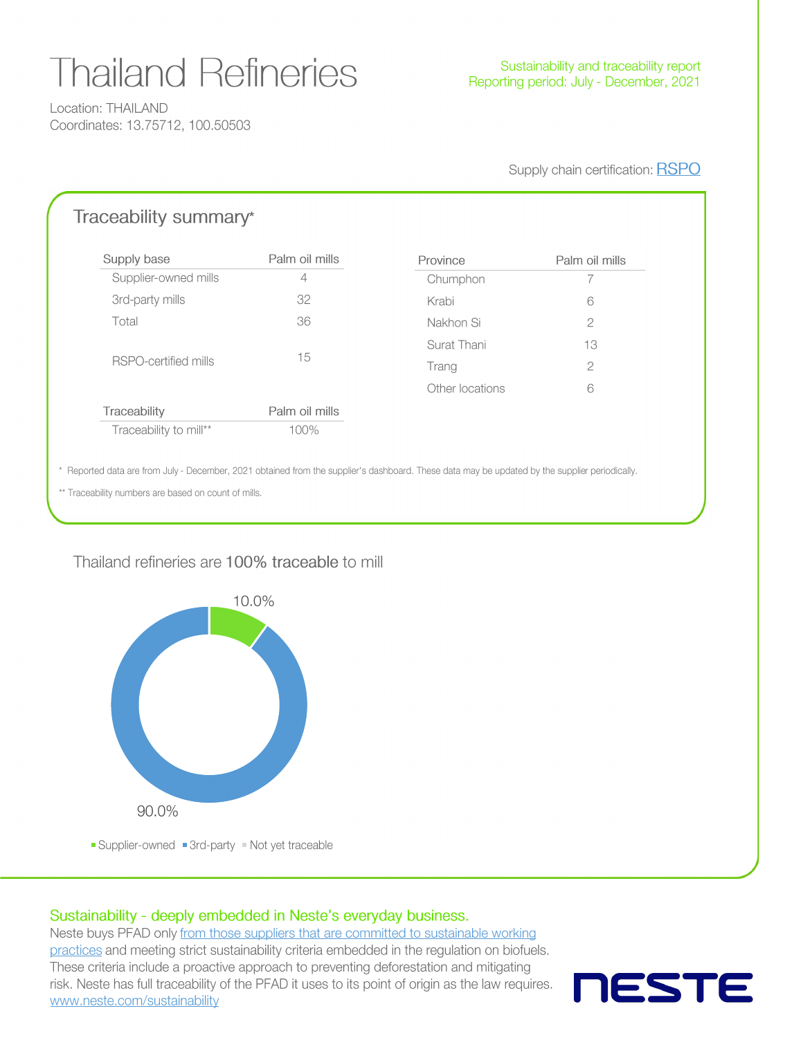# Thailand Refineries

Location: THAILAND
Coordinates: 13.75712, 100.50503

Sustainability and traceability report
Reporting period: July - December, 2021

Supply chain certification: [RSPO]

## Traceability summary*

| Supply base | Palm oil mills |
|---|---|
| Supplier-owned mills | 4 |
| 3rd-party mills | 32 |
| Total | 36 |
| RSPO-certified mills | 15 |

| Traceability | Palm oil mills |
|---|---|
| Traceability to mill** | 100% |

| Province | Palm oil mills |
|---|---|
| Chumphon | 7 |
| Krabi | 6 |
| Nakhon Si | 2 |
| Surat Thani | 13 |
| Trang | 2 |
| Other locations | 6 |

\* Reported data are from July - December, 2021 obtained from the supplier's dashboard. These data may be updated by the supplier periodically.

** Traceability numbers are based on count of mills.

Thailand refineries are **100% traceable** to mill

10.0%

90.0%

Supplier-owned | 3rd-party | Not yet traceable

### Sustainability - deeply embedded in Neste's everyday business.

Neste buys PFAD only from those suppliers that are committed to sustainable working practices and meeting strict sustainability criteria embedded in the regulation on biofuels. These criteria include a proactive approach to preventing deforestation and mitigating risk. Neste has full traceability of the PFAD it uses to its point of origin as the law requires. www.neste.com/sustainability

NESTE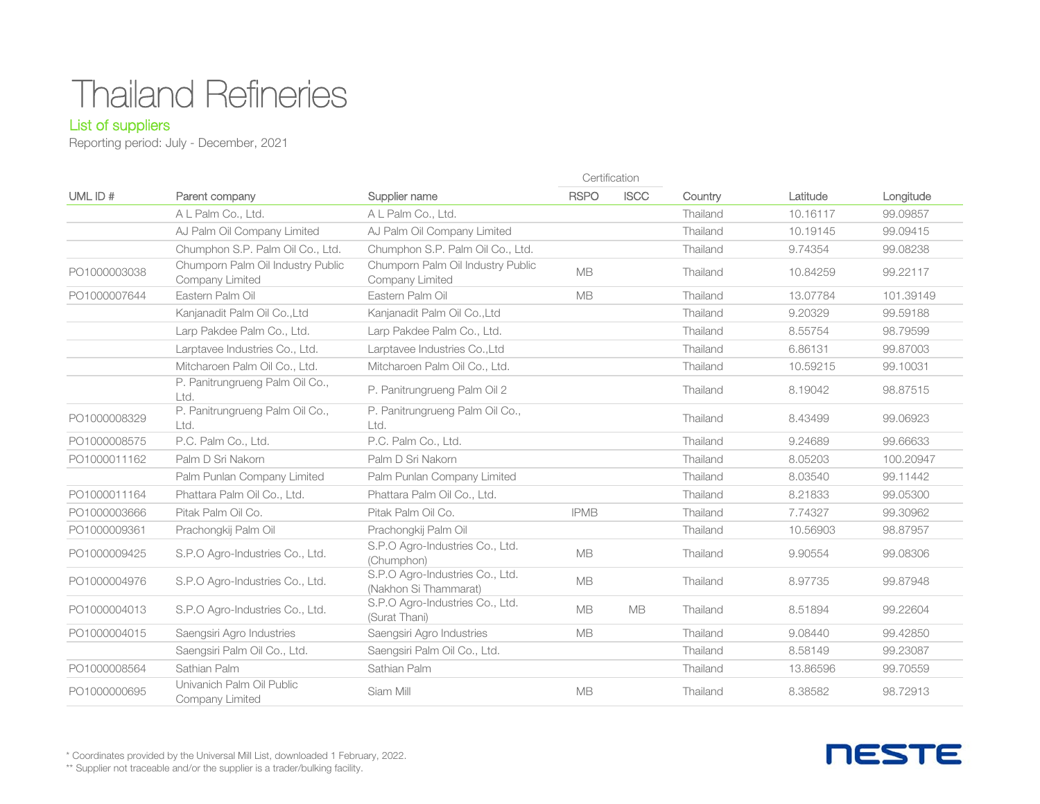# Thailand Refineries

## List of suppliers

Reporting period: July - December, 2021

| UML ID # | Parent company | Supplier name | Certification | | Country | Latitude | Longitude |
|---|---|---|---|---|---|---|---|
| | | | RSPO | ISCC | | | |
| | A L Palm Co., Ltd. | A L Palm Co., Ltd. | | | Thailand | 10.16117 | 99.09857 |
| | AJ Palm Oil Company Limited | AJ Palm Oil Company Limited | | | Thailand | 10.19145 | 99.09415 |
| | Chumphon S.P. Palm Oil Co., Ltd. | Chumphon S.P. Palm Oil Co., Ltd. | | | Thailand | 9.74354 | 99.08238 |
| PO1000003038 | Chumporn Palm Oil Industry Public Company Limited | Chumporn Palm Oil Industry Public Company Limited | MB | | Thailand | 10.84259 | 99.22117 |
| PO1000007644 | Eastern Palm Oil | Eastern Palm Oil | MB | | Thailand | 13.07784 | 101.39149 |
| | Kanjanadit Palm Oil Co.,Ltd | Kanjanadit Palm Oil Co.,Ltd | | | Thailand | 9.20329 | 99.59188 |
| | Larp Pakdee Palm Co., Ltd. | Larp Pakdee Palm Co., Ltd. | | | Thailand | 8.55754 | 98.79599 |
| | Larptavee Industries Co., Ltd. | Larptavee Industries Co.,Ltd | | | Thailand | 6.86131 | 99.87003 |
| | Mitcharoen Palm Oil Co., Ltd. | Mitcharoen Palm Oil Co., Ltd. | | | Thailand | 10.59215 | 99.10031 |
| | P. Panitrungrueng Palm Oil Co., Ltd. | P. Panitrungrueng Palm Oil 2 | | | Thailand | 8.19042 | 98.87515 |
| PO1000008329 | P. Panitrungrueng Palm Oil Co., Ltd. | P. Panitrungrueng Palm Oil Co., Ltd. | | | Thailand | 8.43499 | 99.06923 |
| PO1000008575 | P.C. Palm Co., Ltd. | P.C. Palm Co., Ltd. | | | Thailand | 9.24689 | 99.66633 |
| PO1000011162 | Palm D Sri Nakorn | Palm D Sri Nakorn | | | Thailand | 8.05203 | 100.20947 |
| | Palm Punlan Company Limited | Palm Punlan Company Limited | | | Thailand | 8.03540 | 99.11442 |
| PO1000011164 | Phattara Palm Oil Co., Ltd. | Phattara Palm Oil Co., Ltd. | | | Thailand | 8.21833 | 99.05300 |
| PO1000003666 | Pitak Palm Oil Co. | Pitak Palm Oil Co. | IPMB | | Thailand | 7.74327 | 99.30962 |
| PO1000009361 | Prachongkij Palm Oil | Prachongkij Palm Oil | | | Thailand | 10.56903 | 98.87957 |
| PO1000009425 | S.P.O Agro-Industries Co., Ltd. | S.P.O Agro-Industries Co., Ltd. (Chumphon) | MB | | Thailand | 9.90554 | 99.08306 |
| PO1000004976 | S.P.O Agro-Industries Co., Ltd. | S.P.O Agro-Industries Co., Ltd. (Nakhon Si Thammarat) | MB | | Thailand | 8.97735 | 99.87948 |
| PO1000004013 | S.P.O Agro-Industries Co., Ltd. | S.P.O Agro-Industries Co., Ltd. (Surat Thani) | MB | MB | Thailand | 8.51894 | 99.22604 |
| PO1000004015 | Saengsiri Agro Industries | Saengsiri Agro Industries | MB | | Thailand | 9.08440 | 99.42850 |
| | Saengsiri Palm Oil Co., Ltd. | Saengsiri Palm Oil Co., Ltd. | | | Thailand | 8.58149 | 99.23087 |
| PO1000008564 | Sathian Palm | Sathian Palm | | | Thailand | 13.86596 | 99.70559 |
| PO1000000695 | Univanich Palm Oil Public Company Limited | Siam Mill | MB | | Thailand | 8.38582 | 98.72913 |

\* Coordinates provided by the Universal Mill List, downloaded 1 February, 2022.

\** Supplier not traceable and/or the supplier is a trader/bulking facility.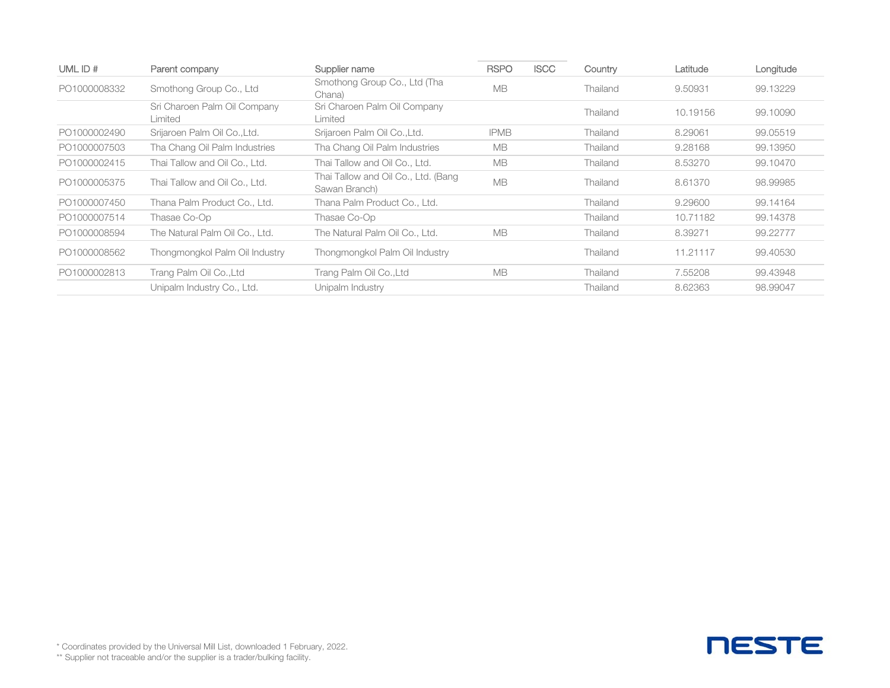| UML ID # | Parent company | Supplier name | RSPO | ISCC | Country | Latitude | Longitude |
|---|---|---|---|---|---|---|---|
| PO1000008332 | Smothong Group Co., Ltd | Smothong Group Co., Ltd (Tha Chana) | MB | | Thailand | 9.50931 | 99.13229 |
| | Sri Charoen Palm Oil Company Limited | Sri Charoen Palm Oil Company Limited | | | Thailand | 10.19156 | 99.10090 |
| PO1000002490 | Srijaroen Palm Oil Co.,Ltd. | Srijaroen Palm Oil Co.,Ltd. | IPMB | | Thailand | 8.29061 | 99.05519 |
| PO1000007503 | Tha Chang Oil Palm Industries | Tha Chang Oil Palm Industries | MB | | Thailand | 9.28168 | 99.13950 |
| PO1000002415 | Thai Tallow and Oil Co., Ltd. | Thai Tallow and Oil Co., Ltd. | MB | | Thailand | 8.53270 | 99.10470 |
| PO1000005375 | Thai Tallow and Oil Co., Ltd. | Thai Tallow and Oil Co., Ltd. (Bang Sawan Branch) | MB | | Thailand | 8.61370 | 98.99985 |
| PO1000007450 | Thana Palm Product Co., Ltd. | Thana Palm Product Co., Ltd. | | | Thailand | 9.29600 | 99.14164 |
| PO1000007514 | Thasae Co-Op | Thasae Co-Op | | | Thailand | 10.71182 | 99.14378 |
| PO1000008594 | The Natural Palm Oil Co., Ltd. | The Natural Palm Oil Co., Ltd. | MB | | Thailand | 8.39271 | 99.22777 |
| PO1000008562 | Thongmongkol Palm Oil Industry | Thongmongkol Palm Oil Industry | | | Thailand | 11.21117 | 99.40530 |
| PO1000002813 | Trang Palm Oil Co.,Ltd | Trang Palm Oil Co.,Ltd | MB | | Thailand | 7.55208 | 99.43948 |
| | Unipalm Industry Co., Ltd. | Unipalm Industry | | | Thailand | 8.62363 | 98.99047 |

* Coordinates provided by the Universal Mill List, downloaded 1 February, 2022.
** Supplier not traceable and/or the supplier is a trader/bulking facility.